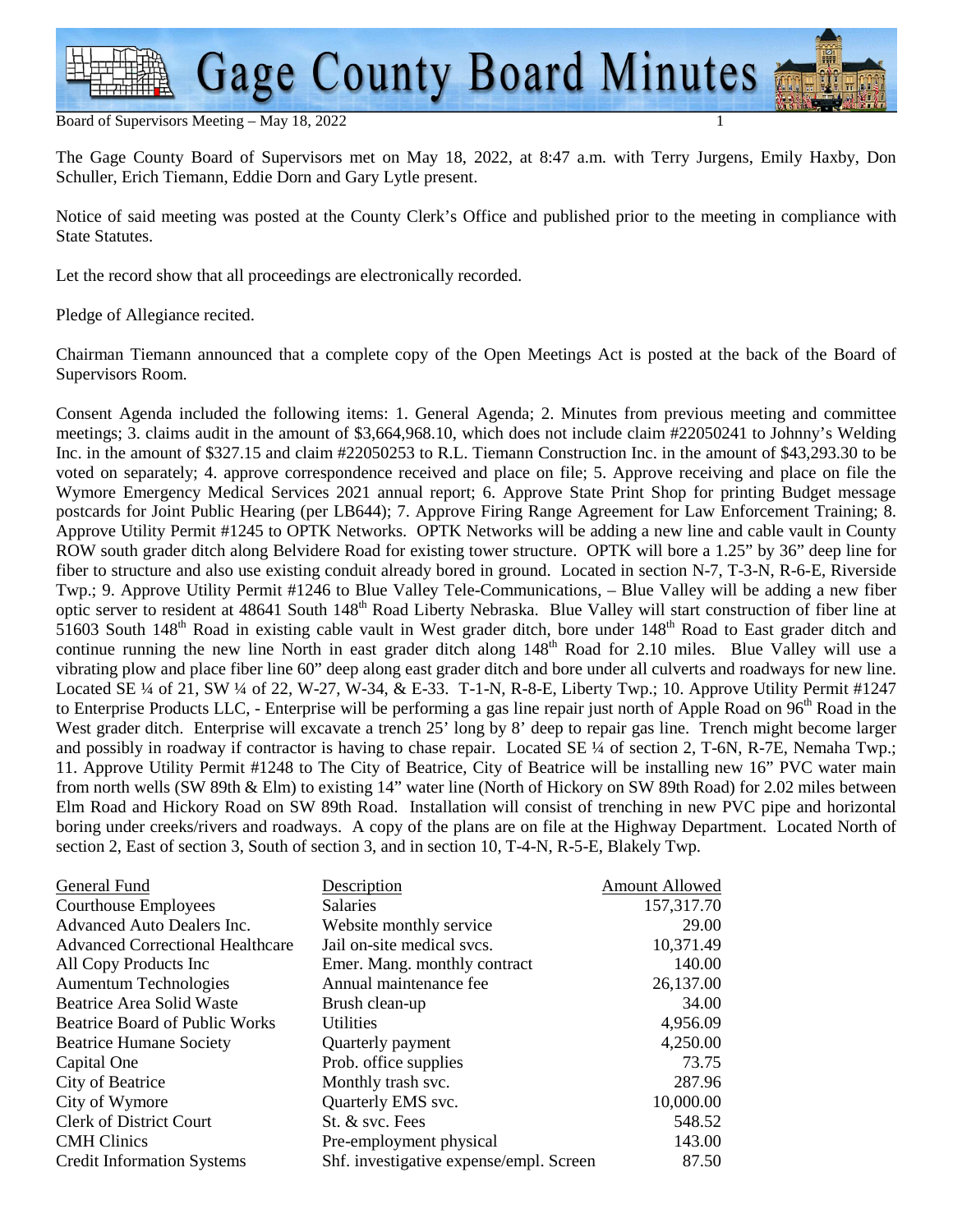The Gage County Board of Supervisors met on May 18, 2022, at 8:47 a.m. with Terry Jurgens, Emily Haxby, Don Schuller, Erich Tiemann, Eddie Dorn and Gary Lytle present.

Notice of said meeting was posted at the County Clerk's Office and published prior to the meeting in compliance with State Statutes.

Let the record show that all proceedings are electronically recorded.

Pledge of Allegiance recited.

Chairman Tiemann announced that a complete copy of the Open Meetings Act is posted at the back of the Board of Supervisors Room.

Consent Agenda included the following items: 1. General Agenda; 2. Minutes from previous meeting and committee meetings; 3. claims audit in the amount of $3,664,968.10, which does not include claim #22050241 to Johnny's Welding Inc. in the amount of $327.15 and claim #22050253 to R.L. Tiemann Construction Inc. in the amount of $43,293.30 to be voted on separately; 4. approve correspondence received and place on file; 5. Approve receiving and place on file the Wymore Emergency Medical Services 2021 annual report; 6. Approve State Print Shop for printing Budget message postcards for Joint Public Hearing (per LB644); 7. Approve Firing Range Agreement for Law Enforcement Training; 8. Approve Utility Permit #1245 to OPTK Networks. OPTK Networks will be adding a new line and cable vault in County ROW south grader ditch along Belvidere Road for existing tower structure. OPTK will bore a 1.25" by 36" deep line for fiber to structure and also use existing conduit already bored in ground. Located in section N-7, T-3-N, R-6-E, Riverside Twp.; 9. Approve Utility Permit #1246 to Blue Valley Tele-Communications, – Blue Valley will be adding a new fiber optic server to resident at 48641 South 148th Road Liberty Nebraska. Blue Valley will start construction of fiber line at 51603 South 148th Road in existing cable vault in West grader ditch, bore under 148th Road to East grader ditch and continue running the new line North in east grader ditch along 148th Road for 2.10 miles. Blue Valley will use a vibrating plow and place fiber line 60" deep along east grader ditch and bore under all culverts and roadways for new line. Located SE ¼ of 21, SW ¼ of 22, W-27, W-34, & E-33. T-1-N, R-8-E, Liberty Twp.; 10. Approve Utility Permit #1247 to Enterprise Products LLC, - Enterprise will be performing a gas line repair just north of Apple Road on 96th Road in the West grader ditch. Enterprise will excavate a trench 25' long by 8' deep to repair gas line. Trench might become larger and possibly in roadway if contractor is having to chase repair. Located SE ¼ of section 2, T-6N, R-7E, Nemaha Twp.; 11. Approve Utility Permit #1248 to The City of Beatrice, City of Beatrice will be installing new 16" PVC water main from north wells (SW 89th & Elm) to existing 14" water line (North of Hickory on SW 89th Road) for 2.02 miles between Elm Road and Hickory Road on SW 89th Road. Installation will consist of trenching in new PVC pipe and horizontal boring under creeks/rivers and roadways. A copy of the plans are on file at the Highway Department. Located North of section 2, East of section 3, South of section 3, and in section 10, T-4-N, R-5-E, Blakely Twp.

| General Fund | Description | Amount Allowed |
|---|---|---|
| Courthouse Employees | Salaries | 157,317.70 |
| Advanced Auto Dealers Inc. | Website monthly service | 29.00 |
| Advanced Correctional Healthcare | Jail on-site medical svcs. | 10,371.49 |
| All Copy Products Inc | Emer. Mang. monthly contract | 140.00 |
| Aumentum Technologies | Annual maintenance fee | 26,137.00 |
| Beatrice Area Solid Waste | Brush clean-up | 34.00 |
| Beatrice Board of Public Works | Utilities | 4,956.09 |
| Beatrice Humane Society | Quarterly payment | 4,250.00 |
| Capital One | Prob. office supplies | 73.75 |
| City of Beatrice | Monthly trash svc. | 287.96 |
| City of Wymore | Quarterly EMS svc. | 10,000.00 |
| Clerk of District Court | St. & svc. Fees | 548.52 |
| CMH Clinics | Pre-employment physical | 143.00 |
| Credit Information Systems | Shf. investigative expense/empl. Screen | 87.50 |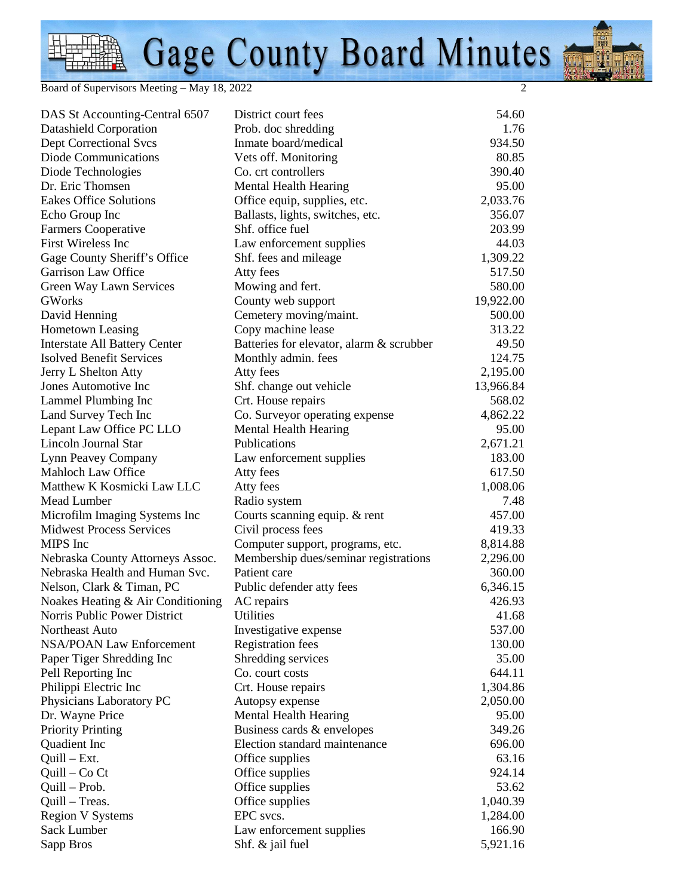| | | |
|---|---|---|
| DAS St Accounting-Central 6507 | District court fees | 54.60 |
| Datashield Corporation | Prob. doc shredding | 1.76 |
| Dept Correctional Svcs | Inmate board/medical | 934.50 |
| Diode Communications | Vets off. Monitoring | 80.85 |
| Diode Technologies | Co. crt controllers | 390.40 |
| Dr. Eric Thomsen | Mental Health Hearing | 95.00 |
| Eakes Office Solutions | Office equip, supplies, etc. | 2,033.76 |
| Echo Group Inc | Ballasts, lights, switches, etc. | 356.07 |
| Farmers Cooperative | Shf. office fuel | 203.99 |
| First Wireless Inc | Law enforcement supplies | 44.03 |
| Gage County Sheriff's Office | Shf. fees and mileage | 1,309.22 |
| Garrison Law Office | Atty fees | 517.50 |
| Green Way Lawn Services | Mowing and fert. | 580.00 |
| GWorks | County web support | 19,922.00 |
| David Henning | Cemetery moving/maint. | 500.00 |
| Hometown Leasing | Copy machine lease | 313.22 |
| Interstate All Battery Center | Batteries for elevator, alarm & scrubber | 49.50 |
| Isolved Benefit Services | Monthly admin. fees | 124.75 |
| Jerry L Shelton Atty | Atty fees | 2,195.00 |
| Jones Automotive Inc | Shf. change out vehicle | 13,966.84 |
| Lammel Plumbing Inc | Crt. House repairs | 568.02 |
| Land Survey Tech Inc | Co. Surveyor operating expense | 4,862.22 |
| Lepant Law Office PC LLO | Mental Health Hearing | 95.00 |
| Lincoln Journal Star | Publications | 2,671.21 |
| Lynn Peavey Company | Law enforcement supplies | 183.00 |
| Mahloch Law Office | Atty fees | 617.50 |
| Matthew K Kosmicki Law LLC | Atty fees | 1,008.06 |
| Mead Lumber | Radio system | 7.48 |
| Microfilm Imaging Systems Inc | Courts scanning equip. & rent | 457.00 |
| Midwest Process Services | Civil process fees | 419.33 |
| MIPS Inc | Computer support, programs, etc. | 8,814.88 |
| Nebraska County Attorneys Assoc. | Membership dues/seminar registrations | 2,296.00 |
| Nebraska Health and Human Svc. | Patient care | 360.00 |
| Nelson, Clark & Timan, PC | Public defender atty fees | 6,346.15 |
| Noakes Heating & Air Conditioning | AC repairs | 426.93 |
| Norris Public Power District | Utilities | 41.68 |
| Northeast Auto | Investigative expense | 537.00 |
| NSA/POAN Law Enforcement | Registration fees | 130.00 |
| Paper Tiger Shredding Inc | Shredding services | 35.00 |
| Pell Reporting Inc | Co. court costs | 644.11 |
| Philippi Electric Inc | Crt. House repairs | 1,304.86 |
| Physicians Laboratory PC | Autopsy expense | 2,050.00 |
| Dr. Wayne Price | Mental Health Hearing | 95.00 |
| Priority Printing | Business cards & envelopes | 349.26 |
| Quadient Inc | Election standard maintenance | 696.00 |
| Quill – Ext. | Office supplies | 63.16 |
| Quill – Co Ct | Office supplies | 924.14 |
| Quill – Prob. | Office supplies | 53.62 |
| Quill – Treas. | Office supplies | 1,040.39 |
| Region V Systems | EPC svcs. | 1,284.00 |
| Sack Lumber | Law enforcement supplies | 166.90 |
| Sapp Bros | Shf. & jail fuel | 5,921.16 |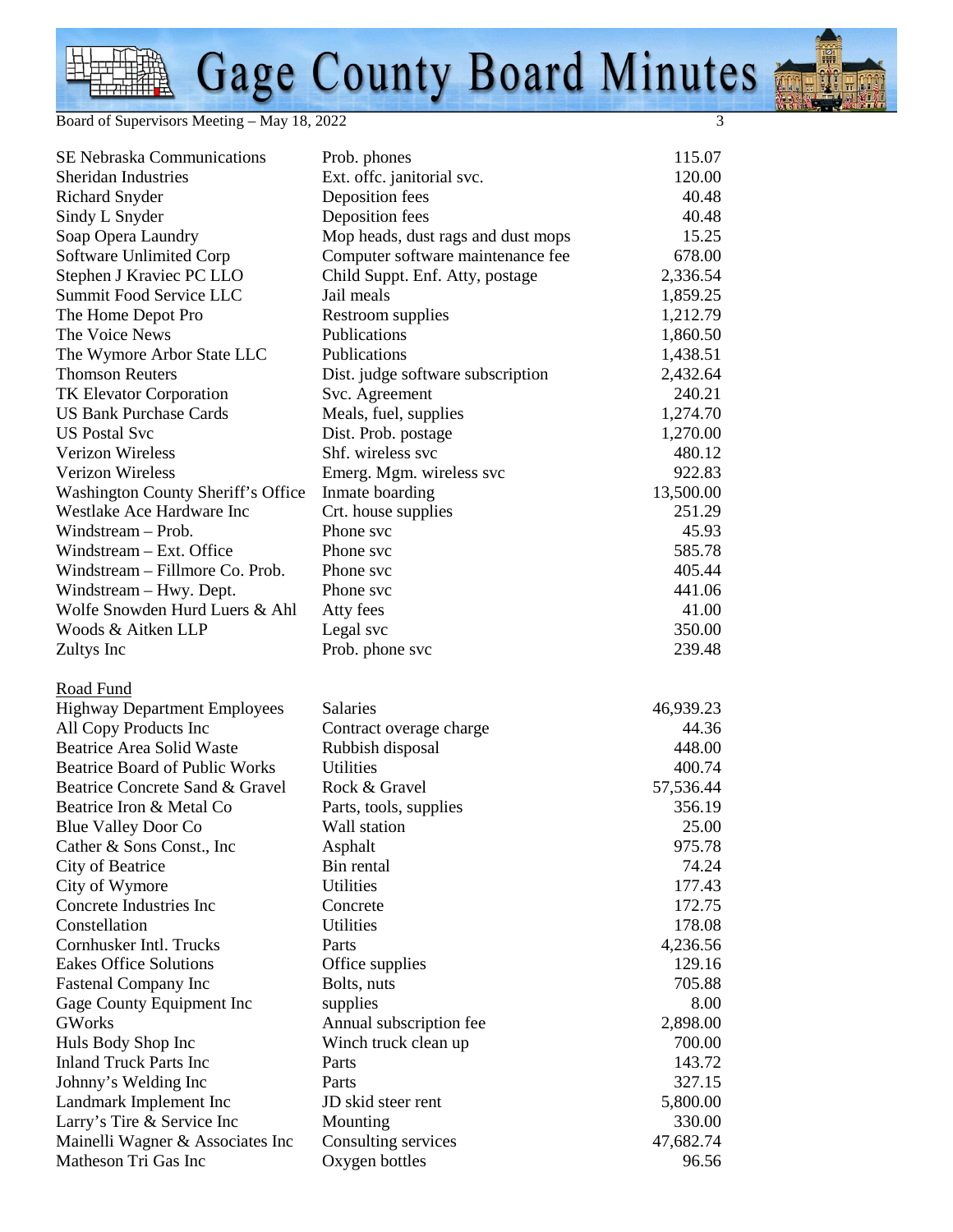| | | |
|---|---|---|
| SE Nebraska Communications | Prob. phones | 115.07 |
| Sheridan Industries | Ext. offc. janitorial svc. | 120.00 |
| Richard Snyder | Deposition fees | 40.48 |
| Sindy L Snyder | Deposition fees | 40.48 |
| Soap Opera Laundry | Mop heads, dust rags and dust mops | 15.25 |
| Software Unlimited Corp | Computer software maintenance fee | 678.00 |
| Stephen J Kraviec PC LLO | Child Suppt. Enf. Atty, postage | 2,336.54 |
| Summit Food Service LLC | Jail meals | 1,859.25 |
| The Home Depot Pro | Restroom supplies | 1,212.79 |
| The Voice News | Publications | 1,860.50 |
| The Wymore Arbor State LLC | Publications | 1,438.51 |
| Thomson Reuters | Dist. judge software subscription | 2,432.64 |
| TK Elevator Corporation | Svc. Agreement | 240.21 |
| US Bank Purchase Cards | Meals, fuel, supplies | 1,274.70 |
| US Postal Svc | Dist. Prob. postage | 1,270.00 |
| Verizon Wireless | Shf. wireless svc | 480.12 |
| Verizon Wireless | Emerg. Mgm. wireless svc | 922.83 |
| Washington County Sheriff's Office | Inmate boarding | 13,500.00 |
| Westlake Ace Hardware Inc | Crt. house supplies | 251.29 |
| Windstream – Prob. | Phone svc | 45.93 |
| Windstream – Ext. Office | Phone svc | 585.78 |
| Windstream – Fillmore Co. Prob. | Phone svc | 405.44 |
| Windstream – Hwy. Dept. | Phone svc | 441.06 |
| Wolfe Snowden Hurd Luers & Ahl | Atty fees | 41.00 |
| Woods & Aitken LLP | Legal svc | 350.00 |
| Zultys Inc | Prob. phone svc | 239.48 |

Road Fund

| | | |
|---|---|---|
| Highway Department Employees | Salaries | 46,939.23 |
| All Copy Products Inc | Contract overage charge | 44.36 |
| Beatrice Area Solid Waste | Rubbish disposal | 448.00 |
| Beatrice Board of Public Works | Utilities | 400.74 |
| Beatrice Concrete Sand & Gravel | Rock & Gravel | 57,536.44 |
| Beatrice Iron & Metal Co | Parts, tools, supplies | 356.19 |
| Blue Valley Door Co | Wall station | 25.00 |
| Cather & Sons Const., Inc | Asphalt | 975.78 |
| City of Beatrice | Bin rental | 74.24 |
| City of Wymore | Utilities | 177.43 |
| Concrete Industries Inc | Concrete | 172.75 |
| Constellation | Utilities | 178.08 |
| Cornhusker Intl. Trucks | Parts | 4,236.56 |
| Eakes Office Solutions | Office supplies | 129.16 |
| Fastenal Company Inc | Bolts, nuts | 705.88 |
| Gage County Equipment Inc | supplies | 8.00 |
| GWorks | Annual subscription fee | 2,898.00 |
| Huls Body Shop Inc | Winch truck clean up | 700.00 |
| Inland Truck Parts Inc | Parts | 143.72 |
| Johnny's Welding Inc | Parts | 327.15 |
| Landmark Implement Inc | JD skid steer rent | 5,800.00 |
| Larry's Tire & Service Inc | Mounting | 330.00 |
| Mainelli Wagner & Associates Inc | Consulting services | 47,682.74 |
| Matheson Tri Gas Inc | Oxygen bottles | 96.56 |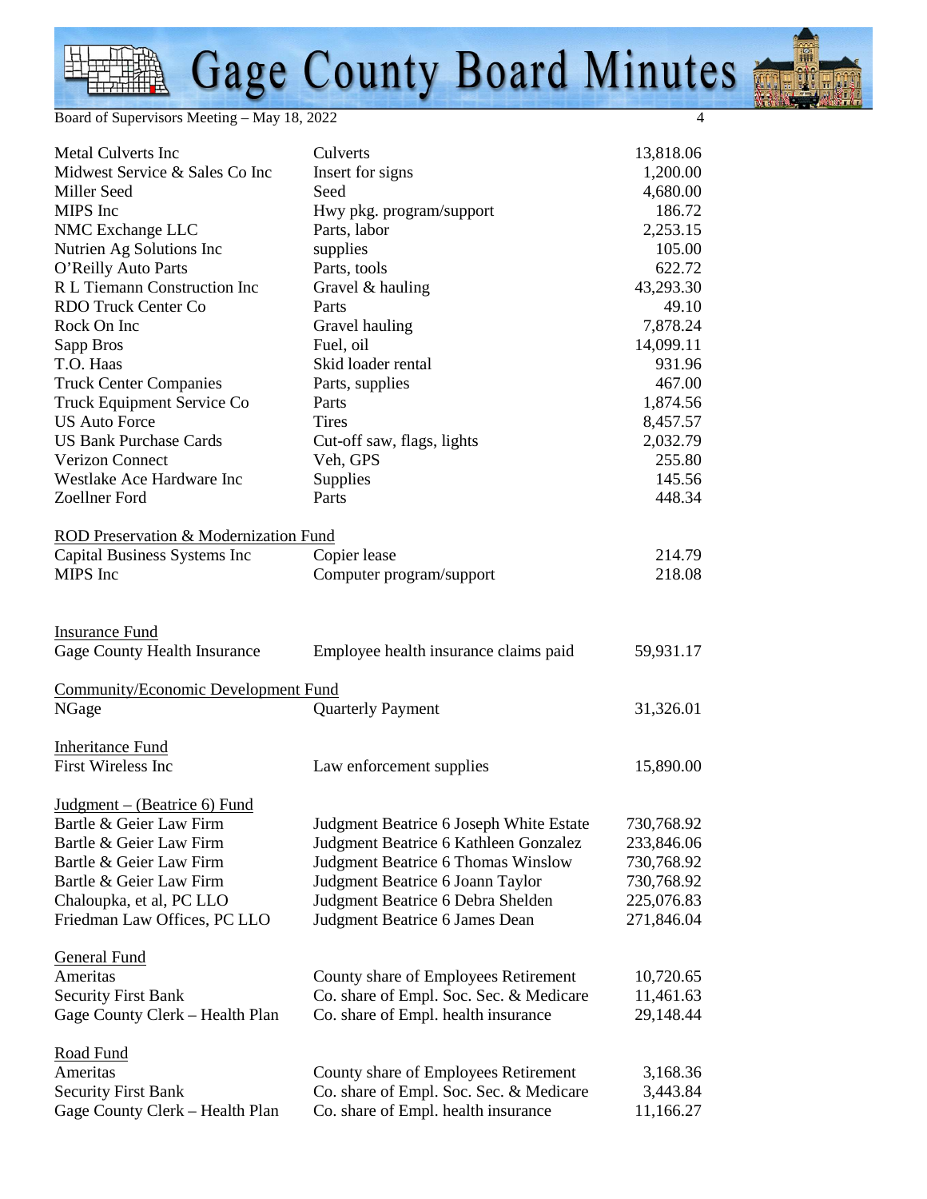| | | |
|---|---|---|
| Metal Culverts Inc | Culverts | 13,818.06 |
| Midwest Service & Sales Co Inc | Insert for signs | 1,200.00 |
| Miller Seed | Seed | 4,680.00 |
| MIPS Inc | Hwy pkg. program/support | 186.72 |
| NMC Exchange LLC | Parts, labor | 2,253.15 |
| Nutrien Ag Solutions Inc | supplies | 105.00 |
| O'Reilly Auto Parts | Parts, tools | 622.72 |
| R L Tiemann Construction Inc | Gravel & hauling | 43,293.30 |
| RDO Truck Center Co | Parts | 49.10 |
| Rock On Inc | Gravel hauling | 7,878.24 |
| Sapp Bros | Fuel, oil | 14,099.11 |
| T.O. Haas | Skid loader rental | 931.96 |
| Truck Center Companies | Parts, supplies | 467.00 |
| Truck Equipment Service Co | Parts | 1,874.56 |
| US Auto Force | Tires | 8,457.57 |
| US Bank Purchase Cards | Cut-off saw, flags, lights | 2,032.79 |
| Verizon Connect | Veh, GPS | 255.80 |
| Westlake Ace Hardware Inc | Supplies | 145.56 |
| Zoellner Ford | Parts | 448.34 |

ROD Preservation & Modernization Fund

| | | |
|---|---|---|
| Capital Business Systems Inc | Copier lease | 214.79 |
| MIPS Inc | Computer program/support | 218.08 |

Insurance Fund

| | | |
|---|---|---|
| Gage County Health Insurance | Employee health insurance claims paid | 59,931.17 |

Community/Economic Development Fund

| | | |
|---|---|---|
| NGage | Quarterly Payment | 31,326.01 |

Inheritance Fund

| | | |
|---|---|---|
| First Wireless Inc | Law enforcement supplies | 15,890.00 |

Judgment – (Beatrice 6) Fund

| | | |
|---|---|---|
| Bartle & Geier Law Firm | Judgment Beatrice 6 Joseph White Estate | 730,768.92 |
| Bartle & Geier Law Firm | Judgment Beatrice 6 Kathleen Gonzalez | 233,846.06 |
| Bartle & Geier Law Firm | Judgment Beatrice 6 Thomas Winslow | 730,768.92 |
| Bartle & Geier Law Firm | Judgment Beatrice 6 Joann Taylor | 730,768.92 |
| Chaloupka, et al, PC LLO | Judgment Beatrice 6 Debra Shelden | 225,076.83 |
| Friedman Law Offices, PC LLO | Judgment Beatrice 6 James Dean | 271,846.04 |

General Fund

| | | |
|---|---|---|
| Ameritas | County share of Employees Retirement | 10,720.65 |
| Security First Bank | Co. share of Empl. Soc. Sec. & Medicare | 11,461.63 |
| Gage County Clerk – Health Plan | Co. share of Empl. health insurance | 29,148.44 |

Road Fund

| | | |
|---|---|---|
| Ameritas | County share of Employees Retirement | 3,168.36 |
| Security First Bank | Co. share of Empl. Soc. Sec. & Medicare | 3,443.84 |
| Gage County Clerk – Health Plan | Co. share of Empl. health insurance | 11,166.27 |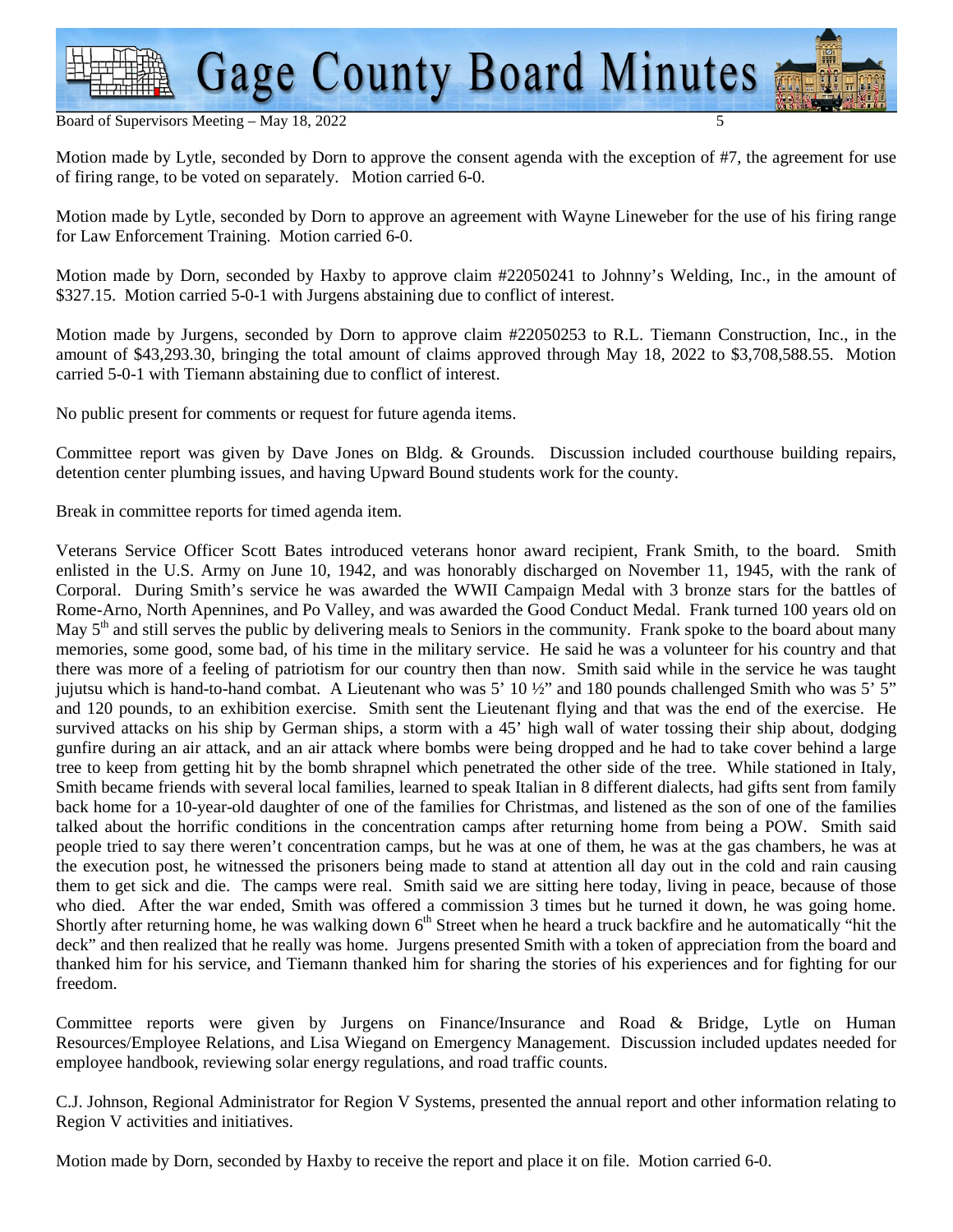Motion made by Lytle, seconded by Dorn to approve the consent agenda with the exception of #7, the agreement for use of firing range, to be voted on separately. Motion carried 6-0.

Motion made by Lytle, seconded by Dorn to approve an agreement with Wayne Lineweber for the use of his firing range for Law Enforcement Training. Motion carried 6-0.

Motion made by Dorn, seconded by Haxby to approve claim #22050241 to Johnny's Welding, Inc., in the amount of $327.15. Motion carried 5-0-1 with Jurgens abstaining due to conflict of interest.

Motion made by Jurgens, seconded by Dorn to approve claim #22050253 to R.L. Tiemann Construction, Inc., in the amount of $43,293.30, bringing the total amount of claims approved through May 18, 2022 to $3,708,588.55. Motion carried 5-0-1 with Tiemann abstaining due to conflict of interest.

No public present for comments or request for future agenda items.

Committee report was given by Dave Jones on Bldg. & Grounds. Discussion included courthouse building repairs, detention center plumbing issues, and having Upward Bound students work for the county.

Break in committee reports for timed agenda item.

Veterans Service Officer Scott Bates introduced veterans honor award recipient, Frank Smith, to the board. Smith enlisted in the U.S. Army on June 10, 1942, and was honorably discharged on November 11, 1945, with the rank of Corporal. During Smith's service he was awarded the WWII Campaign Medal with 3 bronze stars for the battles of Rome-Arno, North Apennines, and Po Valley, and was awarded the Good Conduct Medal. Frank turned 100 years old on May 5th and still serves the public by delivering meals to Seniors in the community. Frank spoke to the board about many memories, some good, some bad, of his time in the military service. He said he was a volunteer for his country and that there was more of a feeling of patriotism for our country then than now. Smith said while in the service he was taught jujutsu which is hand-to-hand combat. A Lieutenant who was 5' 10 ½" and 180 pounds challenged Smith who was 5' 5" and 120 pounds, to an exhibition exercise. Smith sent the Lieutenant flying and that was the end of the exercise. He survived attacks on his ship by German ships, a storm with a 45' high wall of water tossing their ship about, dodging gunfire during an air attack, and an air attack where bombs were being dropped and he had to take cover behind a large tree to keep from getting hit by the bomb shrapnel which penetrated the other side of the tree. While stationed in Italy, Smith became friends with several local families, learned to speak Italian in 8 different dialects, had gifts sent from family back home for a 10-year-old daughter of one of the families for Christmas, and listened as the son of one of the families talked about the horrific conditions in the concentration camps after returning home from being a POW. Smith said people tried to say there weren't concentration camps, but he was at one of them, he was at the gas chambers, he was at the execution post, he witnessed the prisoners being made to stand at attention all day out in the cold and rain causing them to get sick and die. The camps were real. Smith said we are sitting here today, living in peace, because of those who died. After the war ended, Smith was offered a commission 3 times but he turned it down, he was going home. Shortly after returning home, he was walking down 6th Street when he heard a truck backfire and he automatically "hit the deck" and then realized that he really was home. Jurgens presented Smith with a token of appreciation from the board and thanked him for his service, and Tiemann thanked him for sharing the stories of his experiences and for fighting for our freedom.

Committee reports were given by Jurgens on Finance/Insurance and Road & Bridge, Lytle on Human Resources/Employee Relations, and Lisa Wiegand on Emergency Management. Discussion included updates needed for employee handbook, reviewing solar energy regulations, and road traffic counts.

C.J. Johnson, Regional Administrator for Region V Systems, presented the annual report and other information relating to Region V activities and initiatives.

Motion made by Dorn, seconded by Haxby to receive the report and place it on file. Motion carried 6-0.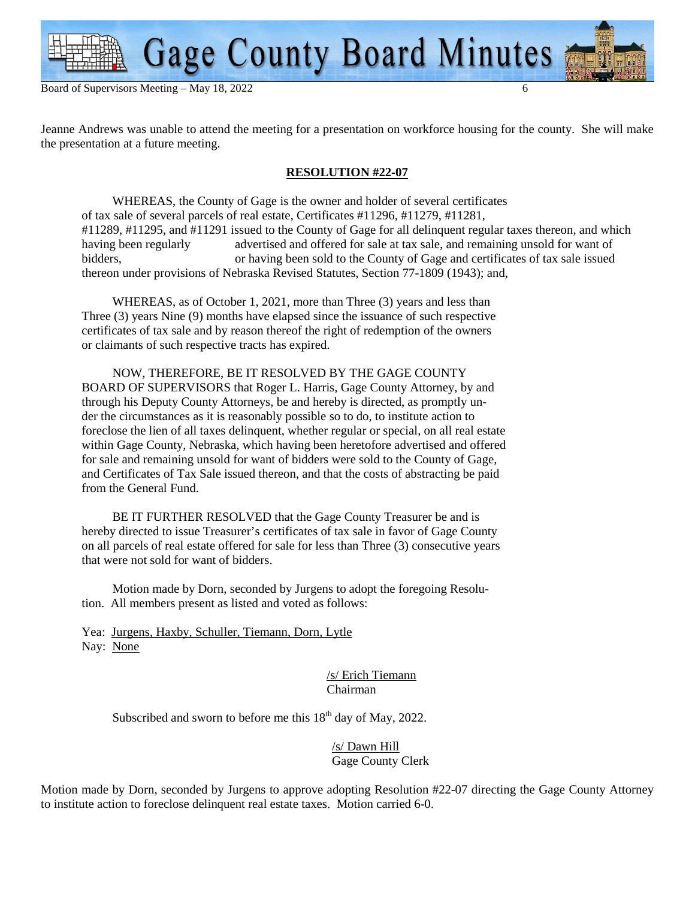Jeanne Andrews was unable to attend the meeting for a presentation on workforce housing for the county. She will make the presentation at a future meeting.

**RESOLUTION #22-07**

WHEREAS, the County of Gage is the owner and holder of several certificates of tax sale of several parcels of real estate, Certificates #11296, #11279, #11281, #11289, #11295, and #11291 issued to the County of Gage for all delinquent regular taxes thereon, and which having been regularly advertised and offered for sale at tax sale, and remaining unsold for want of bidders, or having been sold to the County of Gage and certificates of tax sale issued thereon under provisions of Nebraska Revised Statutes, Section 77-1809 (1943); and,

WHEREAS, as of October 1, 2021, more than Three (3) years and less than Three (3) years Nine (9) months have elapsed since the issuance of such respective certificates of tax sale and by reason thereof the right of redemption of the owners or claimants of such respective tracts has expired.

NOW, THEREFORE, BE IT RESOLVED BY THE GAGE COUNTY BOARD OF SUPERVISORS that Roger L. Harris, Gage County Attorney, by and through his Deputy County Attorneys, be and hereby is directed, as promptly under the circumstances as it is reasonably possible so to do, to institute action to foreclose the lien of all taxes delinquent, whether regular or special, on all real estate within Gage County, Nebraska, which having been heretofore advertised and offered for sale and remaining unsold for want of bidders were sold to the County of Gage, and Certificates of Tax Sale issued thereon, and that the costs of abstracting be paid from the General Fund.

BE IT FURTHER RESOLVED that the Gage County Treasurer be and is hereby directed to issue Treasurer's certificates of tax sale in favor of Gage County on all parcels of real estate offered for sale for less than Three (3) consecutive years that were not sold for want of bidders.

Motion made by Dorn, seconded by Jurgens to adopt the foregoing Resolution. All members present as listed and voted as follows:

Yea: Jurgens, Haxby, Schuller, Tiemann, Dorn, Lytle
Nay: None

/s/ Erich Tiemann
Chairman

Subscribed and sworn to before me this 18th day of May, 2022.

/s/ Dawn Hill
Gage County Clerk

Motion made by Dorn, seconded by Jurgens to approve adopting Resolution #22-07 directing the Gage County Attorney to institute action to foreclose delinquent real estate taxes. Motion carried 6-0.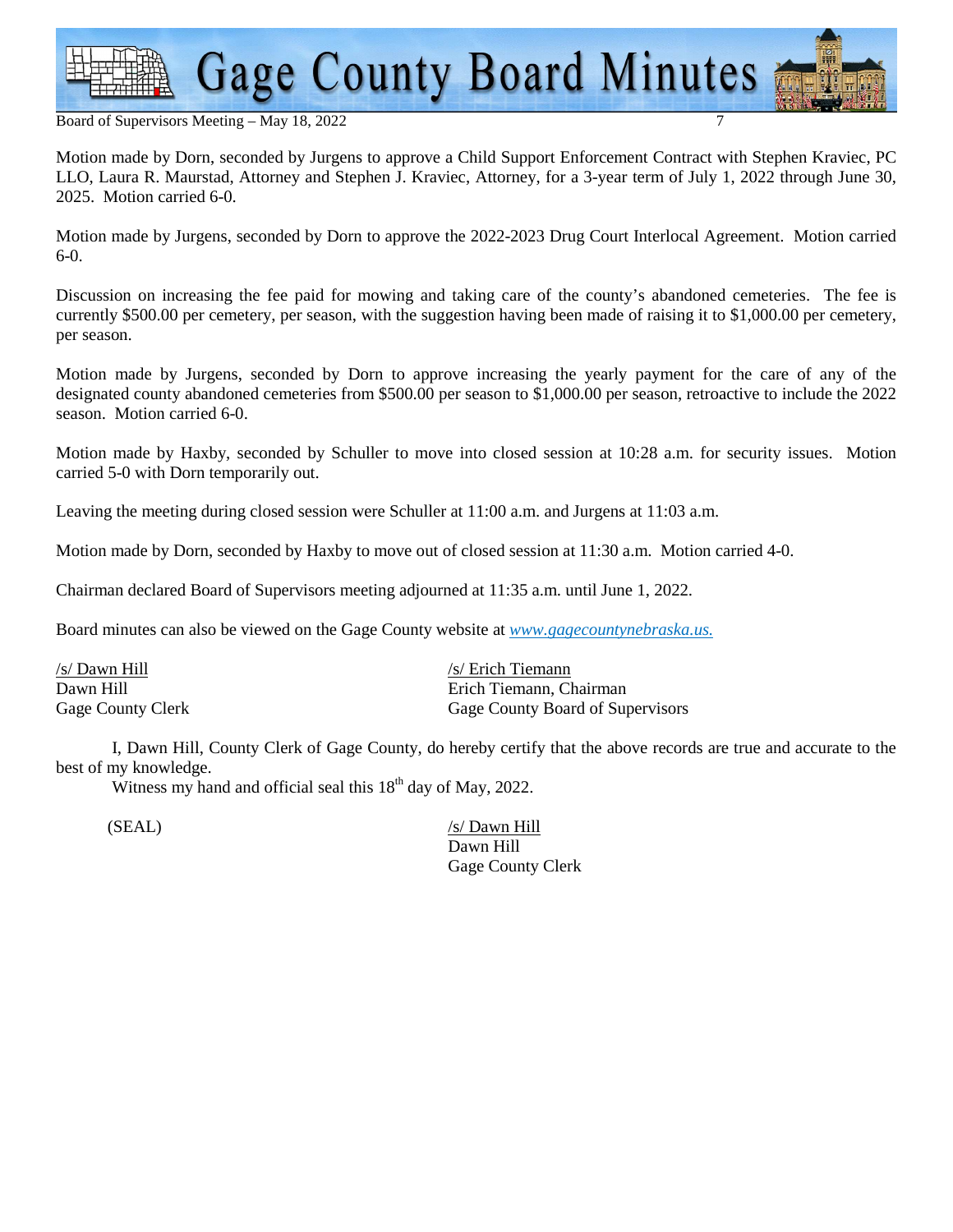Motion made by Dorn, seconded by Jurgens to approve a Child Support Enforcement Contract with Stephen Kraviec, PC LLO, Laura R. Maurstad, Attorney and Stephen J. Kraviec, Attorney, for a 3-year term of July 1, 2022 through June 30, 2025. Motion carried 6-0.

Motion made by Jurgens, seconded by Dorn to approve the 2022-2023 Drug Court Interlocal Agreement. Motion carried 6-0.

Discussion on increasing the fee paid for mowing and taking care of the county's abandoned cemeteries. The fee is currently $500.00 per cemetery, per season, with the suggestion having been made of raising it to $1,000.00 per cemetery, per season.

Motion made by Jurgens, seconded by Dorn to approve increasing the yearly payment for the care of any of the designated county abandoned cemeteries from $500.00 per season to $1,000.00 per season, retroactive to include the 2022 season. Motion carried 6-0.

Motion made by Haxby, seconded by Schuller to move into closed session at 10:28 a.m. for security issues. Motion carried 5-0 with Dorn temporarily out.

Leaving the meeting during closed session were Schuller at 11:00 a.m. and Jurgens at 11:03 a.m.

Motion made by Dorn, seconded by Haxby to move out of closed session at 11:30 a.m. Motion carried 4-0.

Chairman declared Board of Supervisors meeting adjourned at 11:35 a.m. until June 1, 2022.

Board minutes can also be viewed on the Gage County website at *www.gagecountynebraska.us.*

/s/ Dawn Hill
Dawn Hill
Gage County Clerk

/s/ Erich Tiemann
Erich Tiemann, Chairman
Gage County Board of Supervisors

I, Dawn Hill, County Clerk of Gage County, do hereby certify that the above records are true and accurate to the best of my knowledge.

Witness my hand and official seal this 18th day of May, 2022.

(SEAL)

/s/ Dawn Hill
Dawn Hill
Gage County Clerk